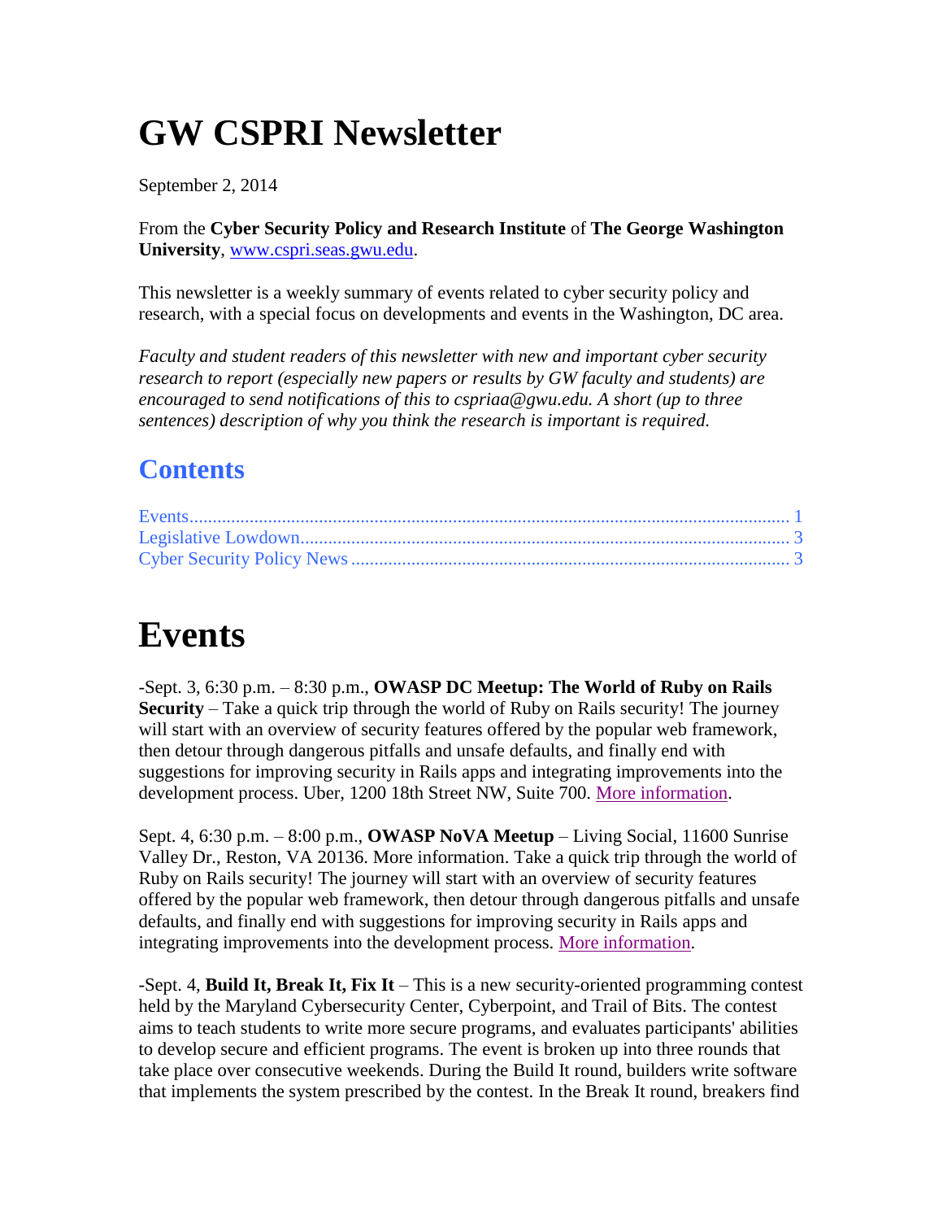# GW CSPRI Newsletter

September 2, 2014

From the **Cyber Security Policy and Research Institute** of **The George Washington University**, www.cspri.seas.gwu.edu.

This newsletter is a weekly summary of events related to cyber security policy and research, with a special focus on developments and events in the Washington, DC area.

*Faculty and student readers of this newsletter with new and important cyber security research to report (especially new papers or results by GW faculty and students) are encouraged to send notifications of this to cspriaa@gwu.edu. A short (up to three sentences) description of why you think the research is important is required.*

## Contents

Events........................................................................................................................ 1
Legislative Lowdown.......................................................................................... 3
Cyber Security Policy News ............................................................................... 3

# Events

-Sept. 3, 6:30 p.m. – 8:30 p.m., **OWASP DC Meetup: The World of Ruby on Rails Security** – Take a quick trip through the world of Ruby on Rails security! The journey will start with an overview of security features offered by the popular web framework, then detour through dangerous pitfalls and unsafe defaults, and finally end with suggestions for improving security in Rails apps and integrating improvements into the development process. Uber, 1200 18th Street NW, Suite 700. More information.

Sept. 4, 6:30 p.m. – 8:00 p.m., **OWASP NoVA Meetup** – Living Social, 11600 Sunrise Valley Dr., Reston, VA 20136. More information. Take a quick trip through the world of Ruby on Rails security! The journey will start with an overview of security features offered by the popular web framework, then detour through dangerous pitfalls and unsafe defaults, and finally end with suggestions for improving security in Rails apps and integrating improvements into the development process. More information.

-Sept. 4, **Build It, Break It, Fix It** – This is a new security-oriented programming contest held by the Maryland Cybersecurity Center, Cyberpoint, and Trail of Bits. The contest aims to teach students to write more secure programs, and evaluates participants' abilities to develop secure and efficient programs. The event is broken up into three rounds that take place over consecutive weekends. During the Build It round, builders write software that implements the system prescribed by the contest. In the Break It round, breakers find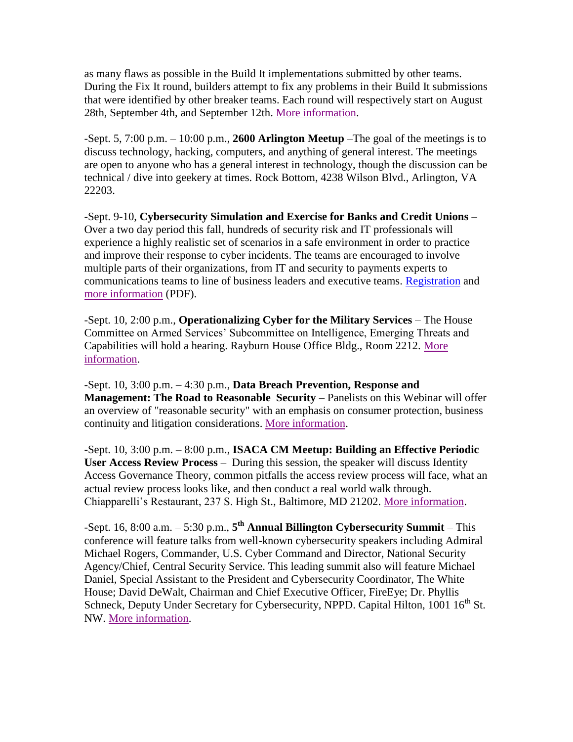as many flaws as possible in the Build It implementations submitted by other teams. During the Fix It round, builders attempt to fix any problems in their Build It submissions that were identified by other breaker teams. Each round will respectively start on August 28th, September 4th, and September 12th. More information.

-Sept. 5, 7:00 p.m. – 10:00 p.m., **2600 Arlington Meetup** –The goal of the meetings is to discuss technology, hacking, computers, and anything of general interest. The meetings are open to anyone who has a general interest in technology, though the discussion can be technical / dive into geekery at times. Rock Bottom, 4238 Wilson Blvd., Arlington, VA 22203.

-Sept. 9-10, **Cybersecurity Simulation and Exercise for Banks and Credit Unions** – Over a two day period this fall, hundreds of security risk and IT professionals will experience a highly realistic set of scenarios in a safe environment in order to practice and improve their response to cyber incidents. The teams are encouraged to involve multiple parts of their organizations, from IT and security to payments experts to communications teams to line of business leaders and executive teams. Registration and more information (PDF).

-Sept. 10, 2:00 p.m., **Operationalizing Cyber for the Military Services** – The House Committee on Armed Services' Subcommittee on Intelligence, Emerging Threats and Capabilities will hold a hearing. Rayburn House Office Bldg., Room 2212. More information.

-Sept. 10, 3:00 p.m. – 4:30 p.m., **Data Breach Prevention, Response and Management: The Road to Reasonable Security** – Panelists on this Webinar will offer an overview of "reasonable security" with an emphasis on consumer protection, business continuity and litigation considerations. More information.

-Sept. 10, 3:00 p.m. – 8:00 p.m., **ISACA CM Meetup: Building an Effective Periodic User Access Review Process** – During this session, the speaker will discuss Identity Access Governance Theory, common pitfalls the access review process will face, what an actual review process looks like, and then conduct a real world walk through. Chiapparelli's Restaurant, 237 S. High St., Baltimore, MD 21202. More information.

-Sept. 16, 8:00 a.m. – 5:30 p.m., **5th Annual Billington Cybersecurity Summit** – This conference will feature talks from well-known cybersecurity speakers including Admiral Michael Rogers, Commander, U.S. Cyber Command and Director, National Security Agency/Chief, Central Security Service. This leading summit also will feature Michael Daniel, Special Assistant to the President and Cybersecurity Coordinator, The White House; David DeWalt, Chairman and Chief Executive Officer, FireEye; Dr. Phyllis Schneck, Deputy Under Secretary for Cybersecurity, NPPD. Capital Hilton, 1001 16th St. NW. More information.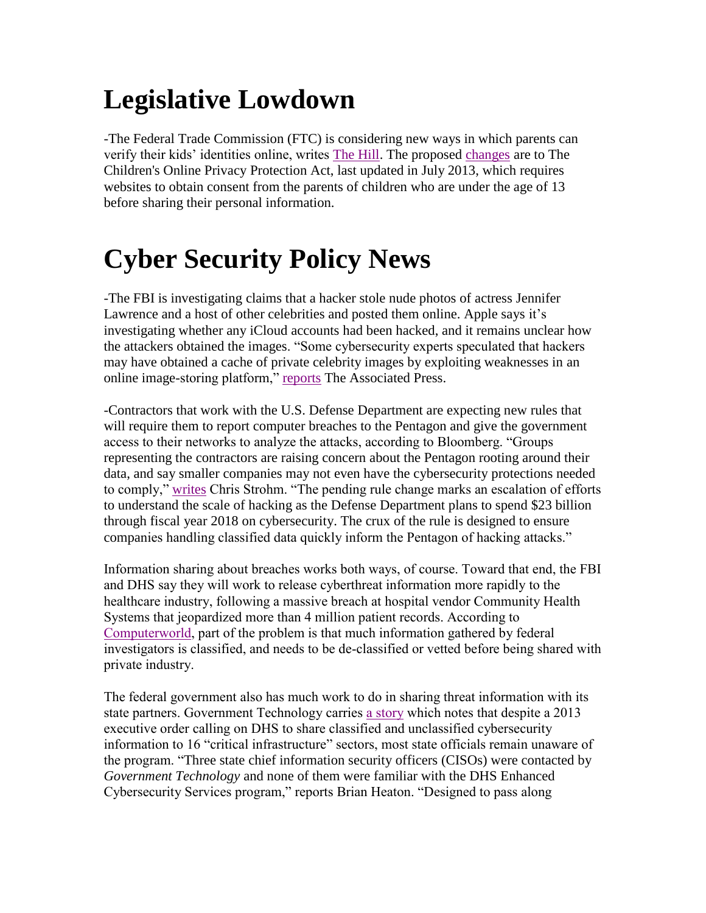# Legislative Lowdown

-The Federal Trade Commission (FTC) is considering new ways in which parents can verify their kids' identities online, writes The Hill. The proposed changes are to The Children's Online Privacy Protection Act, last updated in July 2013, which requires websites to obtain consent from the parents of children who are under the age of 13 before sharing their personal information.

# Cyber Security Policy News

-The FBI is investigating claims that a hacker stole nude photos of actress Jennifer Lawrence and a host of other celebrities and posted them online. Apple says it's investigating whether any iCloud accounts had been hacked, and it remains unclear how the attackers obtained the images. "Some cybersecurity experts speculated that hackers may have obtained a cache of private celebrity images by exploiting weaknesses in an online image-storing platform," reports The Associated Press.

-Contractors that work with the U.S. Defense Department are expecting new rules that will require them to report computer breaches to the Pentagon and give the government access to their networks to analyze the attacks, according to Bloomberg. "Groups representing the contractors are raising concern about the Pentagon rooting around their data, and say smaller companies may not even have the cybersecurity protections needed to comply," writes Chris Strohm. "The pending rule change marks an escalation of efforts to understand the scale of hacking as the Defense Department plans to spend $23 billion through fiscal year 2018 on cybersecurity. The crux of the rule is designed to ensure companies handling classified data quickly inform the Pentagon of hacking attacks."

Information sharing about breaches works both ways, of course. Toward that end, the FBI and DHS say they will work to release cyberthreat information more rapidly to the healthcare industry, following a massive breach at hospital vendor Community Health Systems that jeopardized more than 4 million patient records. According to Computerworld, part of the problem is that much information gathered by federal investigators is classified, and needs to be de-classified or vetted before being shared with private industry.

The federal government also has much work to do in sharing threat information with its state partners. Government Technology carries a story which notes that despite a 2013 executive order calling on DHS to share classified and unclassified cybersecurity information to 16 "critical infrastructure" sectors, most state officials remain unaware of the program. "Three state chief information security officers (CISOs) were contacted by *Government Technology* and none of them were familiar with the DHS Enhanced Cybersecurity Services program," reports Brian Heaton. "Designed to pass along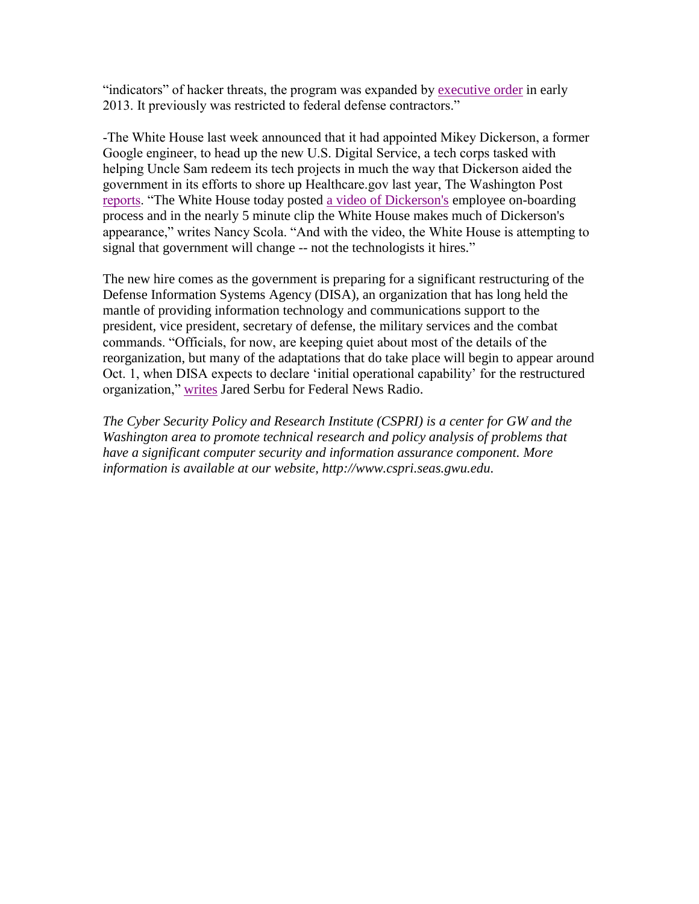"indicators" of hacker threats, the program was expanded by executive order in early 2013. It previously was restricted to federal defense contractors."

-The White House last week announced that it had appointed Mikey Dickerson, a former Google engineer, to head up the new U.S. Digital Service, a tech corps tasked with helping Uncle Sam redeem its tech projects in much the way that Dickerson aided the government in its efforts to shore up Healthcare.gov last year, The Washington Post reports. "The White House today posted a video of Dickerson's employee on-boarding process and in the nearly 5 minute clip the White House makes much of Dickerson's appearance," writes Nancy Scola. "And with the video, the White House is attempting to signal that government will change -- not the technologists it hires."

The new hire comes as the government is preparing for a significant restructuring of the Defense Information Systems Agency (DISA), an organization that has long held the mantle of providing information technology and communications support to the president, vice president, secretary of defense, the military services and the combat commands. "Officials, for now, are keeping quiet about most of the details of the reorganization, but many of the adaptations that do take place will begin to appear around Oct. 1, when DISA expects to declare 'initial operational capability' for the restructured organization," writes Jared Serbu for Federal News Radio.

*The Cyber Security Policy and Research Institute (CSPRI) is a center for GW and the Washington area to promote technical research and policy analysis of problems that have a significant computer security and information assurance component. More information is available at our website, http://www.cspri.seas.gwu.edu.*